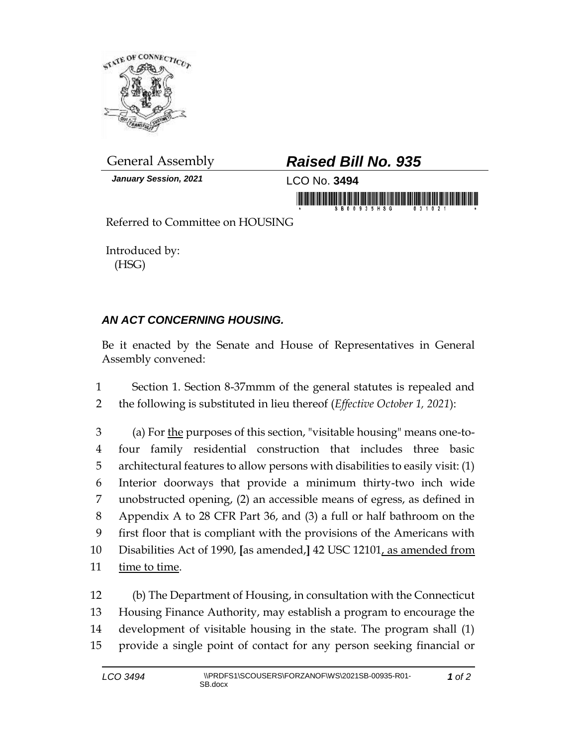General Assembly

***Raised Bill No. 935***

***January Session, 2021***

LCO No. **3494**

Referred to Committee on HOUSING

Introduced by:
(HSG)

## *AN ACT CONCERNING HOUSING.*

Be it enacted by the Senate and House of Representatives in General Assembly convened:

1 Section 1. Section 8-37mmm of the general statutes is repealed and
2 the following is substituted in lieu thereof (*Effective October 1, 2021*):

3 (a) For <u>the</u> purposes of this section, "visitable housing" means one-to-
4 four family residential construction that includes three basic
5 architectural features to allow persons with disabilities to easily visit: (1)
6 Interior doorways that provide a minimum thirty-two inch wide
7 unobstructed opening, (2) an accessible means of egress, as defined in
8 Appendix A to 28 CFR Part 36, and (3) a full or half bathroom on the
9 first floor that is compliant with the provisions of the Americans with
10 Disabilities Act of 1990, **[**as amended,**]** 42 USC 12101<u>, as amended from</u>
11 <u>time to time</u>.

12 (b) The Department of Housing, in consultation with the Connecticut
13 Housing Finance Authority, may establish a program to encourage the
14 development of visitable housing in the state. The program shall (1)
15 provide a single point of contact for any person seeking financial or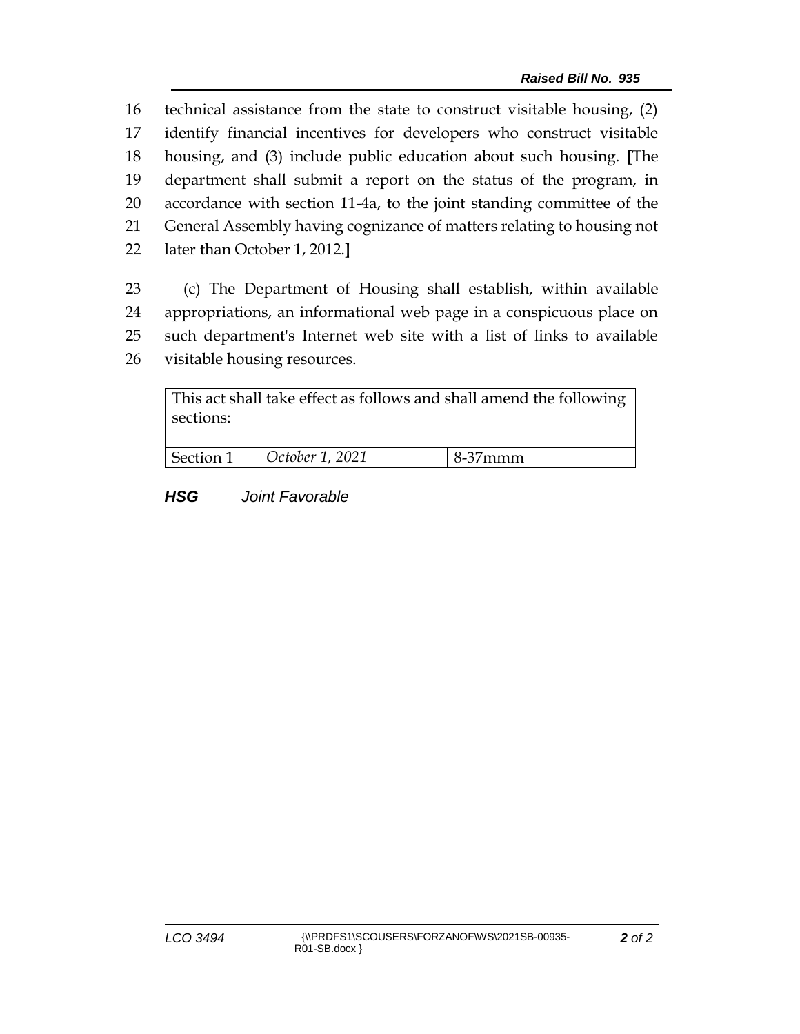16 technical assistance from the state to construct visitable housing, (2)
17 identify financial incentives for developers who construct visitable
18 housing, and (3) include public education about such housing. **[**The
19 department shall submit a report on the status of the program, in
20 accordance with section 11-4a, to the joint standing committee of the
21 General Assembly having cognizance of matters relating to housing not
22 later than October 1, 2012.**]**

23 (c) The Department of Housing shall establish, within available
24 appropriations, an informational web page in a conspicuous place on
25 such department's Internet web site with a list of links to available
26 visitable housing resources.

| This act shall take effect as follows and shall amend the following sections: | | |
|---|---|---|
| Section 1 | *October 1, 2021* | 8-37mmm |

***HSG*** *Joint Favorable*